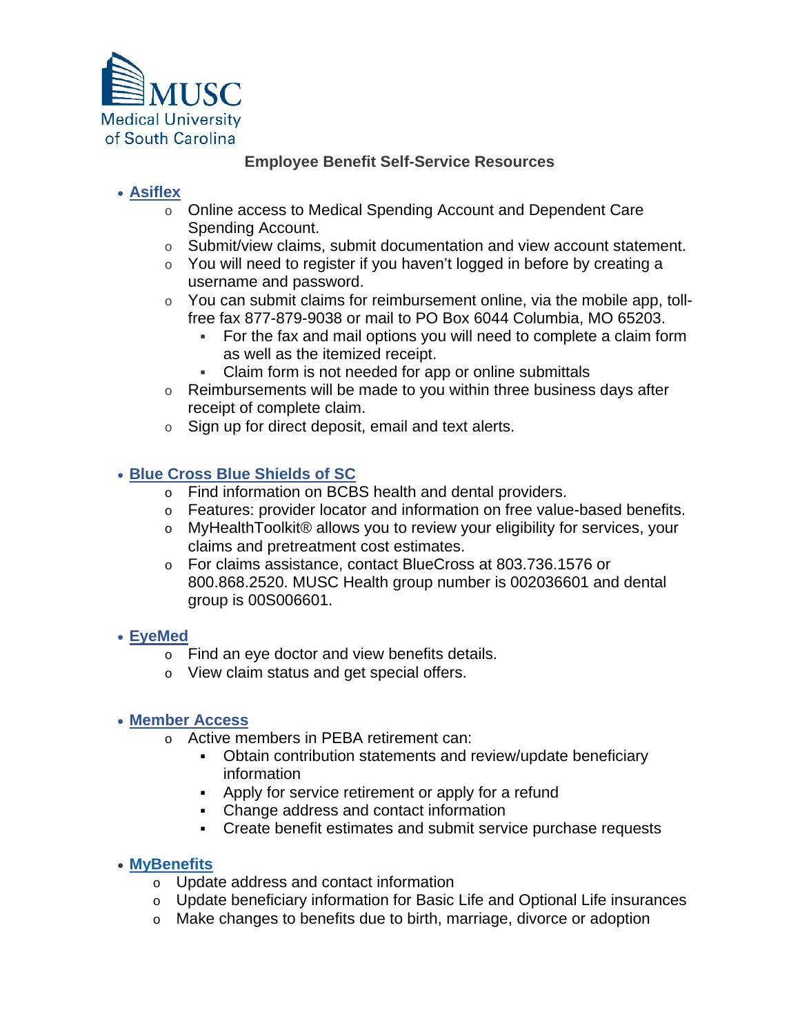MUSC Medical University of South Carolina

## Employee Benefit Self-Service Resources

- **Asiflex**
  - Online access to Medical Spending Account and Dependent Care Spending Account.
  - Submit/view claims, submit documentation and view account statement.
  - You will need to register if you haven't logged in before by creating a username and password.
  - You can submit claims for reimbursement online, via the mobile app, toll-free fax 877-879-9038 or mail to PO Box 6044 Columbia, MO 65203.
    - For the fax and mail options you will need to complete a claim form as well as the itemized receipt.
    - Claim form is not needed for app or online submittals
  - Reimbursements will be made to you within three business days after receipt of complete claim.
  - Sign up for direct deposit, email and text alerts.

- **Blue Cross Blue Shields of SC**
  - Find information on BCBS health and dental providers.
  - Features: provider locator and information on free value-based benefits.
  - MyHealthToolkit® allows you to review your eligibility for services, your claims and pretreatment cost estimates.
  - For claims assistance, contact BlueCross at 803.736.1576 or 800.868.2520. MUSC Health group number is 002036601 and dental group is 00S006601.

- **EyeMed**
  - Find an eye doctor and view benefits details.
  - View claim status and get special offers.

- **Member Access**
  - Active members in PEBA retirement can:
    - Obtain contribution statements and review/update beneficiary information
    - Apply for service retirement or apply for a refund
    - Change address and contact information
    - Create benefit estimates and submit service purchase requests

- **MyBenefits**
  - Update address and contact information
  - Update beneficiary information for Basic Life and Optional Life insurances
  - Make changes to benefits due to birth, marriage, divorce or adoption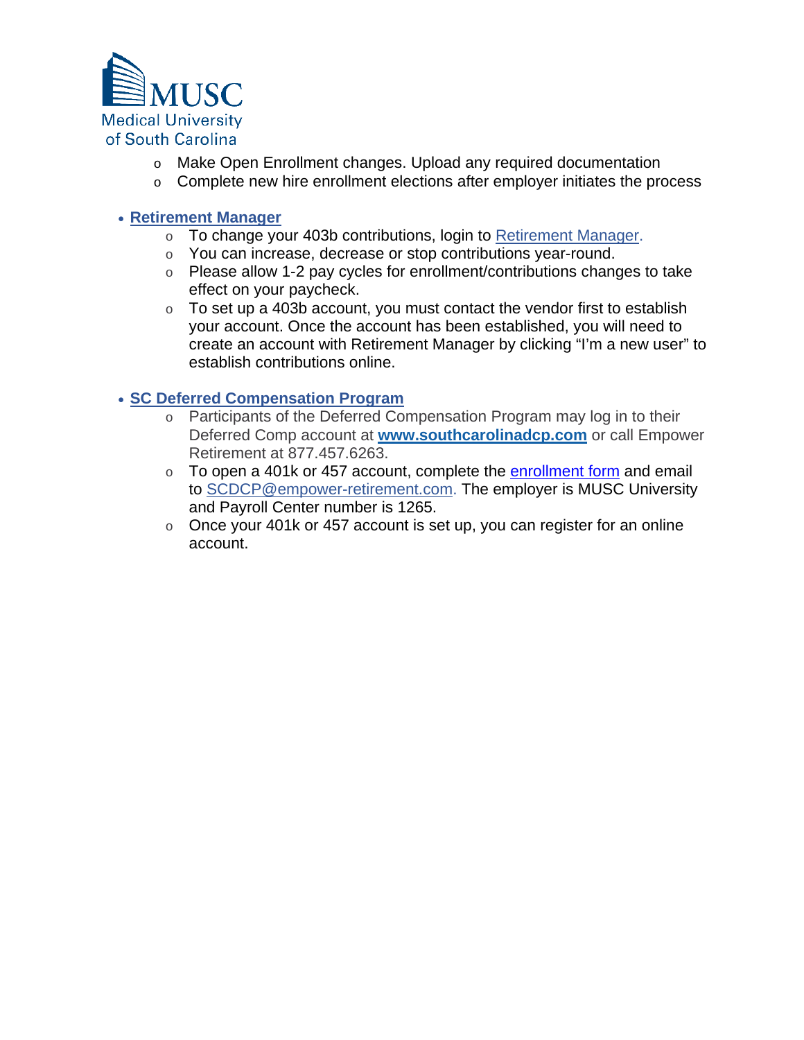- Make Open Enrollment changes. Upload any required documentation
- Complete new hire enrollment elections after employer initiates the process

- **Retirement Manager**
  - To change your 403b contributions, login to Retirement Manager.
  - You can increase, decrease or stop contributions year-round.
  - Please allow 1-2 pay cycles for enrollment/contributions changes to take effect on your paycheck.
  - To set up a 403b account, you must contact the vendor first to establish your account. Once the account has been established, you will need to create an account with Retirement Manager by clicking "I'm a new user" to establish contributions online.

- **SC Deferred Compensation Program**
  - Participants of the Deferred Compensation Program may log in to their Deferred Comp account at **www.southcarolinadcp.com** or call Empower Retirement at 877.457.6263.
  - To open a 401k or 457 account, complete the enrollment form and email to SCDCP@empower-retirement.com. The employer is MUSC University and Payroll Center number is 1265.
  - Once your 401k or 457 account is set up, you can register for an online account.